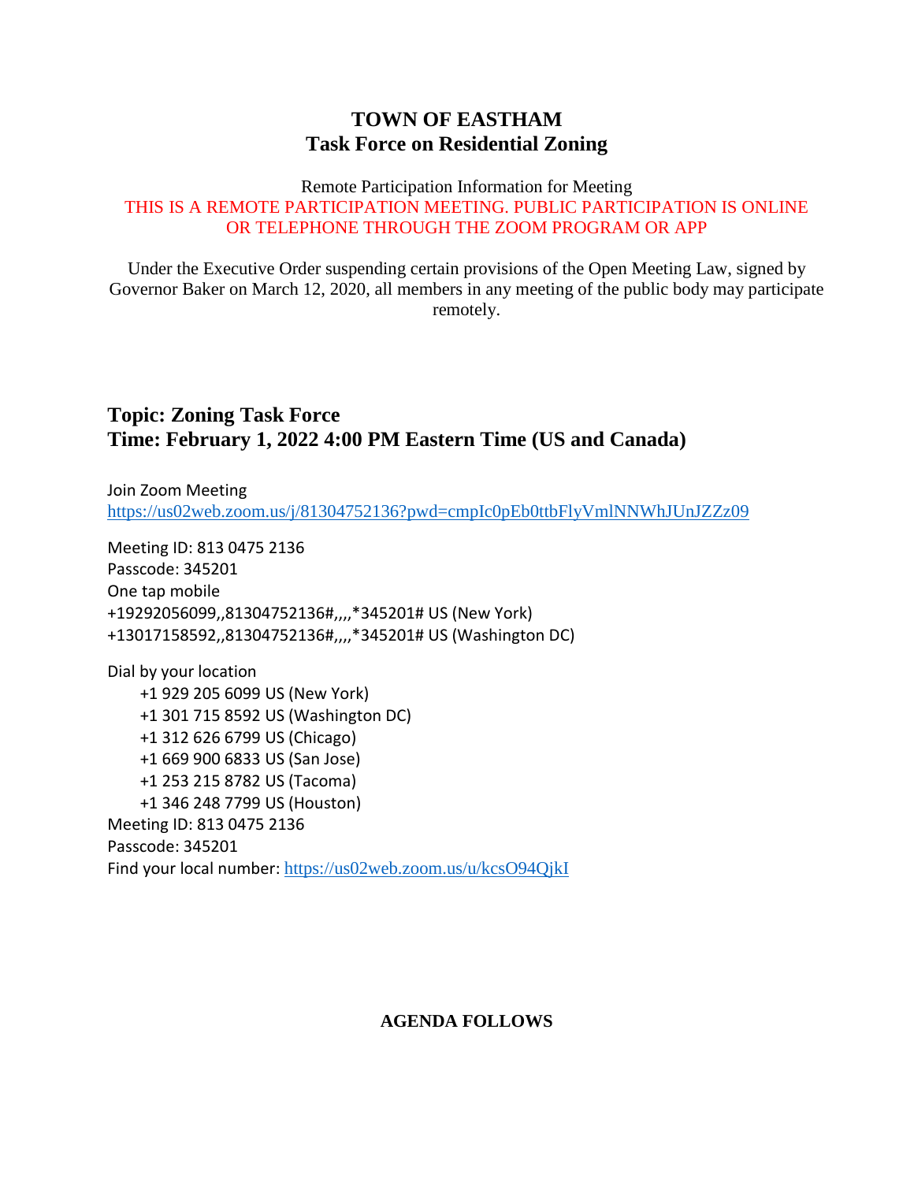# TOWN OF EASTHAM
## Task Force on Residential Zoning

Remote Participation Information for Meeting
THIS IS A REMOTE PARTICIPATION MEETING. PUBLIC PARTICIPATION IS ONLINE OR TELEPHONE THROUGH THE ZOOM PROGRAM OR APP

Under the Executive Order suspending certain provisions of the Open Meeting Law, signed by Governor Baker on March 12, 2020, all members in any meeting of the public body may participate remotely.

**Topic: Zoning Task Force**
**Time: February 1, 2022 4:00 PM Eastern Time (US and Canada)**

Join Zoom Meeting
https://us02web.zoom.us/j/81304752136?pwd=cmpIc0pEb0ttbFlyVmlNNWhJUnJZZz09

Meeting ID: 813 0475 2136
Passcode: 345201
One tap mobile
+19292056099,,81304752136#,,,,*345201# US (New York)
+13017158592,,81304752136#,,,,*345201# US (Washington DC)

Dial by your location
- +1 929 205 6099 US (New York)
- +1 301 715 8592 US (Washington DC)
- +1 312 626 6799 US (Chicago)
- +1 669 900 6833 US (San Jose)
- +1 253 215 8782 US (Tacoma)
- +1 346 248 7799 US (Houston)

Meeting ID: 813 0475 2136
Passcode: 345201
Find your local number: https://us02web.zoom.us/u/kcsO94QjkI

**AGENDA FOLLOWS**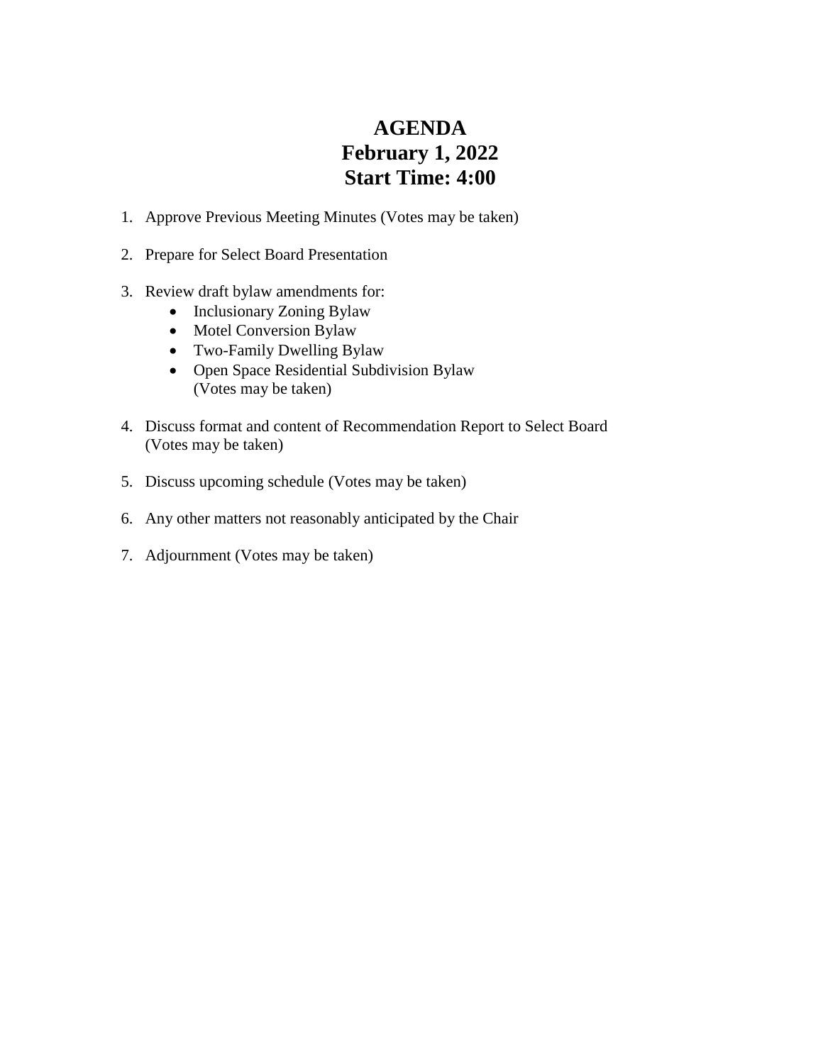# AGENDA
# February 1, 2022
# Start Time: 4:00

1. Approve Previous Meeting Minutes (Votes may be taken)

2. Prepare for Select Board Presentation

3. Review draft bylaw amendments for:
   - Inclusionary Zoning Bylaw
   - Motel Conversion Bylaw
   - Two-Family Dwelling Bylaw
   - Open Space Residential Subdivision Bylaw
     (Votes may be taken)

4. Discuss format and content of Recommendation Report to Select Board
   (Votes may be taken)

5. Discuss upcoming schedule (Votes may be taken)

6. Any other matters not reasonably anticipated by the Chair

7. Adjournment (Votes may be taken)